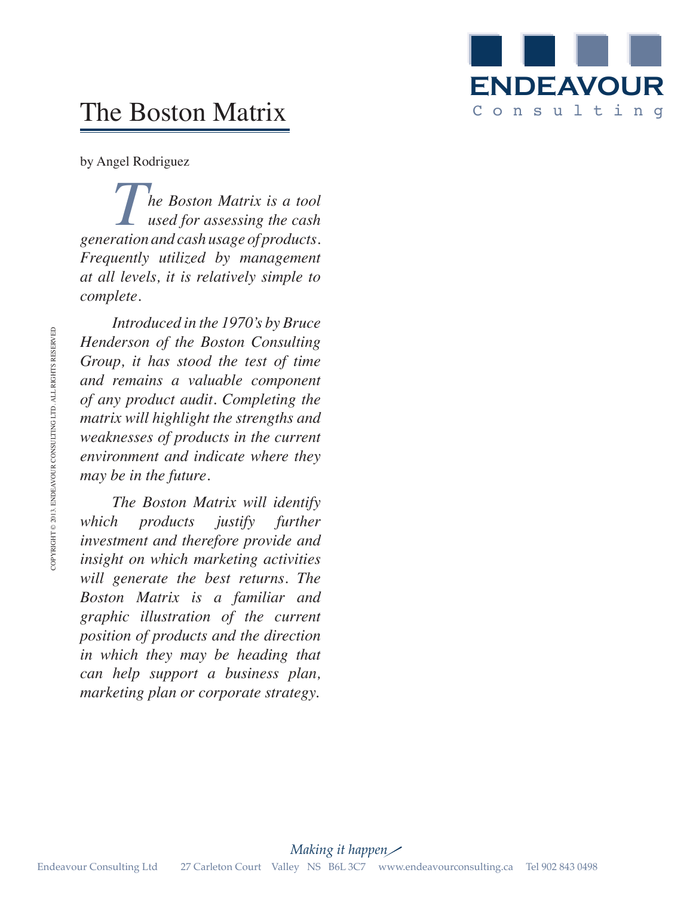# The Boston Matrix

by Angel Rodriguez

*The Boston Matrix is a tool used for assessing the cash generation and cash usage of products. Frequently utilized by management at all levels, it is relatively simple to complete.*

*Introduced in the 1970's by Bruce Henderson of the Boston Consulting Group, it has stood the test of time and remains a valuable component of any product audit. Completing the matrix will highlight the strengths and weaknesses of products in the current environment and indicate where they may be in the future.*

*The Boston Matrix will identify which products justify further investment and therefore provide and insight on which marketing activities will generate the best returns. The Boston Matrix is a familiar and graphic illustration of the current position of products and the direction in which they may be heading that can help support a business plan, marketing plan or corporate strategy.*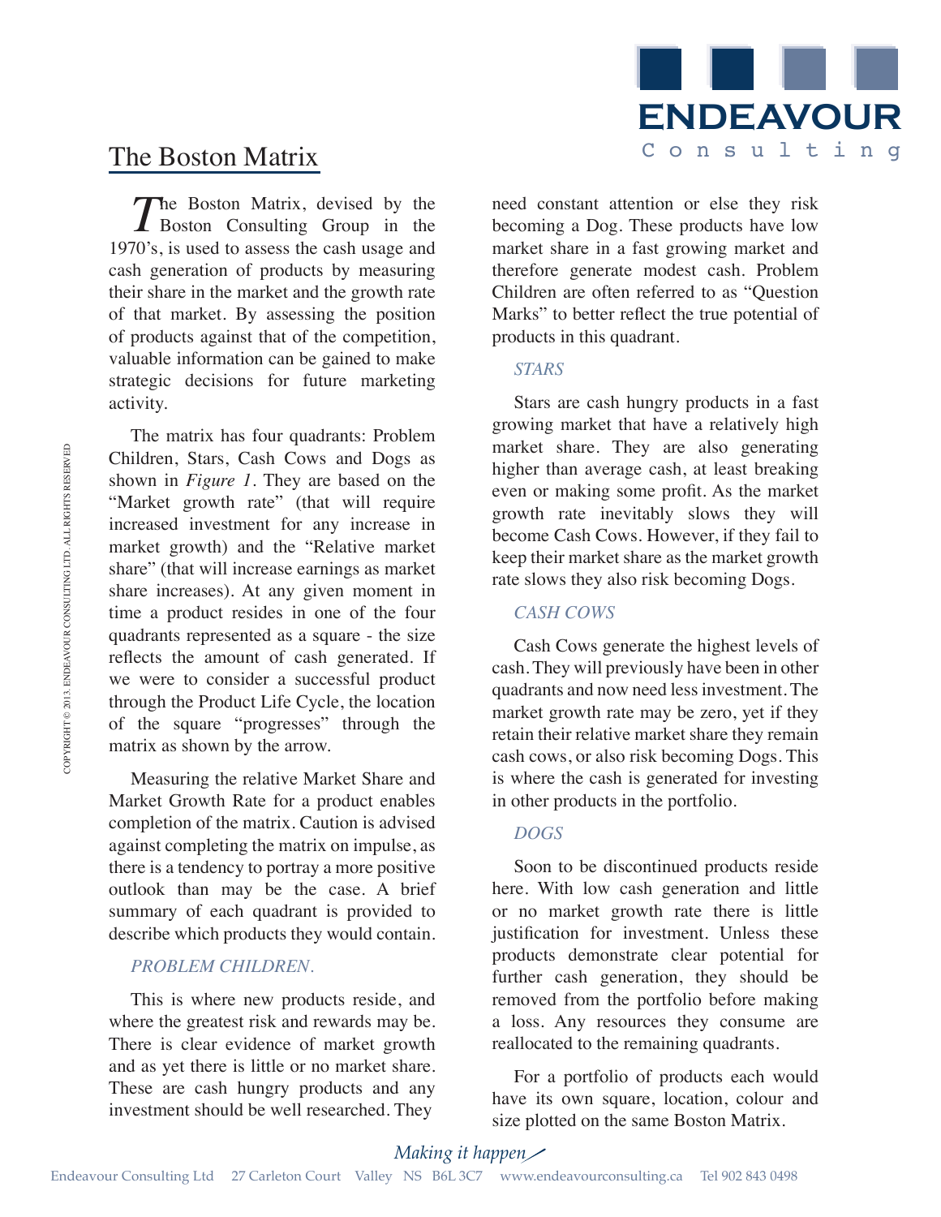# The Boston Matrix

The Boston Matrix, devised by the Boston Consulting Group in the 1970's, is used to assess the cash usage and cash generation of products by measuring their share in the market and the growth rate of that market. By assessing the position of products against that of the competition, valuable information can be gained to make strategic decisions for future marketing activity.

The matrix has four quadrants: Problem Children, Stars, Cash Cows and Dogs as shown in *Figure 1*. They are based on the "Market growth rate" (that will require increased investment for any increase in market growth) and the "Relative market share" (that will increase earnings as market share increases). At any given moment in time a product resides in one of the four quadrants represented as a square - the size reflects the amount of cash generated. If we were to consider a successful product through the Product Life Cycle, the location of the square "progresses" through the matrix as shown by the arrow.

Measuring the relative Market Share and Market Growth Rate for a product enables completion of the matrix. Caution is advised against completing the matrix on impulse, as there is a tendency to portray a more positive outlook than may be the case. A brief summary of each quadrant is provided to describe which products they would contain.

### *PROBLEM CHILDREN.*

This is where new products reside, and where the greatest risk and rewards may be. There is clear evidence of market growth and as yet there is little or no market share. These are cash hungry products and any investment should be well researched. They need constant attention or else they risk becoming a Dog. These products have low market share in a fast growing market and therefore generate modest cash. Problem Children are often referred to as "Question Marks" to better reflect the true potential of products in this quadrant.

### *STARS*

Stars are cash hungry products in a fast growing market that have a relatively high market share. They are also generating higher than average cash, at least breaking even or making some profit. As the market growth rate inevitably slows they will become Cash Cows. However, if they fail to keep their market share as the market growth rate slows they also risk becoming Dogs.

### *CASH COWS*

Cash Cows generate the highest levels of cash. They will previously have been in other quadrants and now need less investment. The market growth rate may be zero, yet if they retain their relative market share they remain cash cows, or also risk becoming Dogs. This is where the cash is generated for investing in other products in the portfolio.

### *DOGS*

Soon to be discontinued products reside here. With low cash generation and little or no market growth rate there is little justification for investment. Unless these products demonstrate clear potential for further cash generation, they should be removed from the portfolio before making a loss. Any resources they consume are reallocated to the remaining quadrants.

For a portfolio of products each would have its own square, location, colour and size plotted on the same Boston Matrix.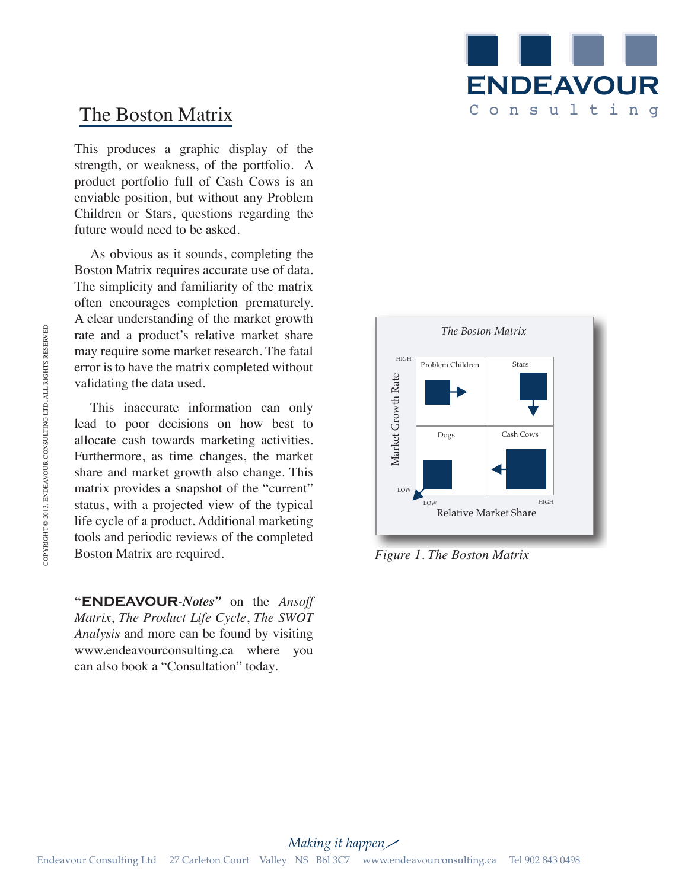## The Boston Matrix

This produces a graphic display of the strength, or weakness, of the portfolio. A product portfolio full of Cash Cows is an enviable position, but without any Problem Children or Stars, questions regarding the future would need to be asked.

As obvious as it sounds, completing the Boston Matrix requires accurate use of data. The simplicity and familiarity of the matrix often encourages completion prematurely. A clear understanding of the market growth rate and a product's relative market share may require some market research. The fatal error is to have the matrix completed without validating the data used.

This inaccurate information can only lead to poor decisions on how best to allocate cash towards marketing activities. Furthermore, as time changes, the market share and market growth also change. This matrix provides a snapshot of the "current" status, with a projected view of the typical life cycle of a product. Additional marketing tools and periodic reviews of the completed Boston Matrix are required.

*The Boston Matrix*

Market Growth Rate

HIGH

LOW

Problem Children

Stars

Dogs

Cash Cows

LOW

HIGH

Relative Market Share

*Figure 1. The Boston Matrix*

"**ENDEAVOUR**-***Notes***" on the *Ansoff Matrix*, *The Product Life Cycle*, *The SWOT Analysis* and more can be found by visiting www.endeavourconsulting.ca where you can also book a "Consultation" today.